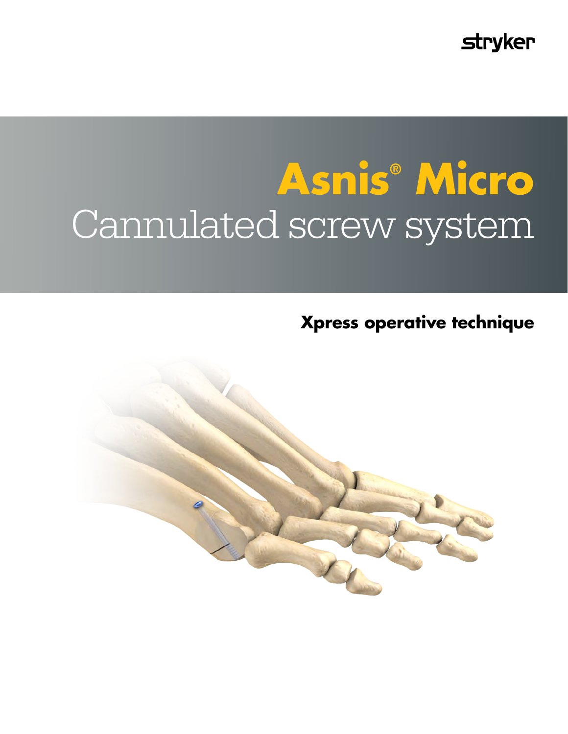stryker

# Asnis® Micro

# Cannulated screw system

## Xpress operative technique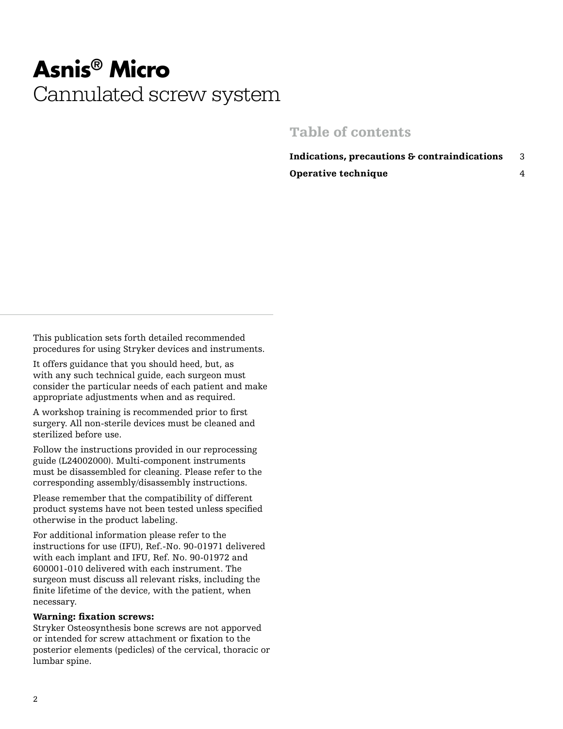# Asnis® Micro
Cannulated screw system

## Table of contents

| | |
|---|---|
| **Indications, precautions & contraindications** | 3 |
| **Operative technique** | 4 |

This publication sets forth detailed recommended procedures for using Stryker devices and instruments.

It offers guidance that you should heed, but, as with any such technical guide, each surgeon must consider the particular needs of each patient and make appropriate adjustments when and as required.

A workshop training is recommended prior to first surgery. All non-sterile devices must be cleaned and sterilized before use.

Follow the instructions provided in our reprocessing guide (L24002000). Multi-component instruments must be disassembled for cleaning. Please refer to the corresponding assembly/disassembly instructions.

Please remember that the compatibility of different product systems have not been tested unless specified otherwise in the product labeling.

For additional information please refer to the instructions for use (IFU), Ref.-No. 90-01971 delivered with each implant and IFU, Ref. No. 90-01972 and 600001-010 delivered with each instrument. The surgeon must discuss all relevant risks, including the finite lifetime of the device, with the patient, when necessary.

**Warning: fixation screws:**
Stryker Osteosynthesis bone screws are not apporved or intended for screw attachment or fixation to the posterior elements (pedicles) of the cervical, thoracic or lumbar spine.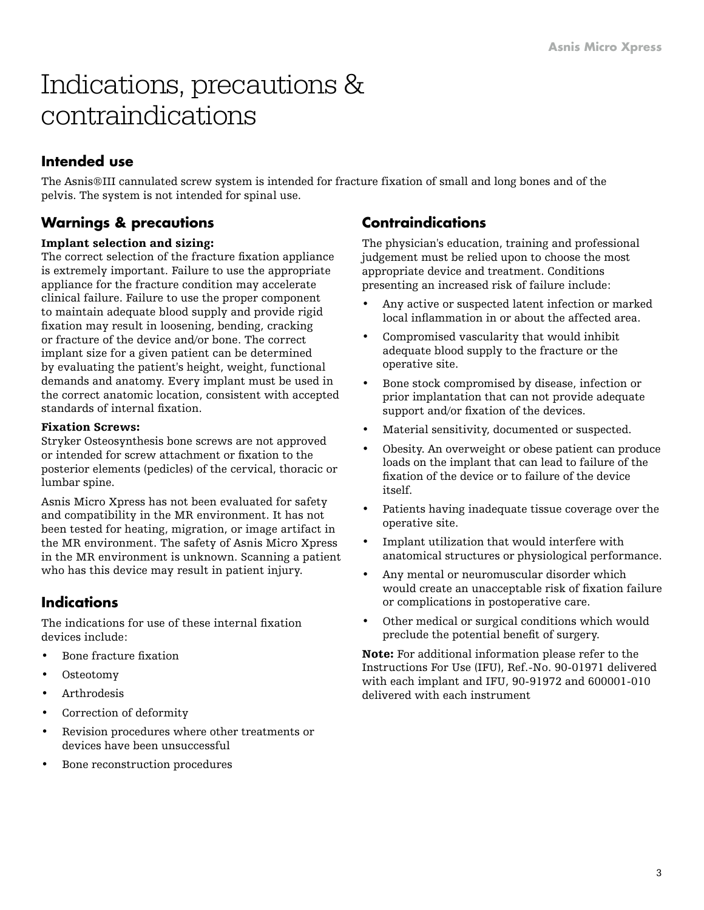# Indications, precautions & contraindications

## Intended use

The Asnis®III cannulated screw system is intended for fracture fixation of small and long bones and of the pelvis. The system is not intended for spinal use.

## Warnings & precautions

**Implant selection and sizing:**
The correct selection of the fracture fixation appliance is extremely important. Failure to use the appropriate appliance for the fracture condition may accelerate clinical failure. Failure to use the proper component to maintain adequate blood supply and provide rigid fixation may result in loosening, bending, cracking or fracture of the device and/or bone. The correct implant size for a given patient can be determined by evaluating the patient's height, weight, functional demands and anatomy. Every implant must be used in the correct anatomic location, consistent with accepted standards of internal fixation.

**Fixation Screws:**
Stryker Osteosynthesis bone screws are not approved or intended for screw attachment or fixation to the posterior elements (pedicles) of the cervical, thoracic or lumbar spine.

Asnis Micro Xpress has not been evaluated for safety and compatibility in the MR environment. It has not been tested for heating, migration, or image artifact in the MR environment. The safety of Asnis Micro Xpress in the MR environment is unknown. Scanning a patient who has this device may result in patient injury.

## Indications

The indications for use of these internal fixation devices include:

- Bone fracture fixation
- Osteotomy
- Arthrodesis
- Correction of deformity
- Revision procedures where other treatments or devices have been unsuccessful
- Bone reconstruction procedures

## Contraindications

The physician's education, training and professional judgement must be relied upon to choose the most appropriate device and treatment. Conditions presenting an increased risk of failure include:

- Any active or suspected latent infection or marked local inflammation in or about the affected area.
- Compromised vascularity that would inhibit adequate blood supply to the fracture or the operative site.
- Bone stock compromised by disease, infection or prior implantation that can not provide adequate support and/or fixation of the devices.
- Material sensitivity, documented or suspected.
- Obesity. An overweight or obese patient can produce loads on the implant that can lead to failure of the fixation of the device or to failure of the device itself.
- Patients having inadequate tissue coverage over the operative site.
- Implant utilization that would interfere with anatomical structures or physiological performance.
- Any mental or neuromuscular disorder which would create an unacceptable risk of fixation failure or complications in postoperative care.
- Other medical or surgical conditions which would preclude the potential benefit of surgery.

**Note:** For additional information please refer to the Instructions For Use (IFU), Ref.-No. 90-01971 delivered with each implant and IFU, 90-91972 and 600001-010 delivered with each instrument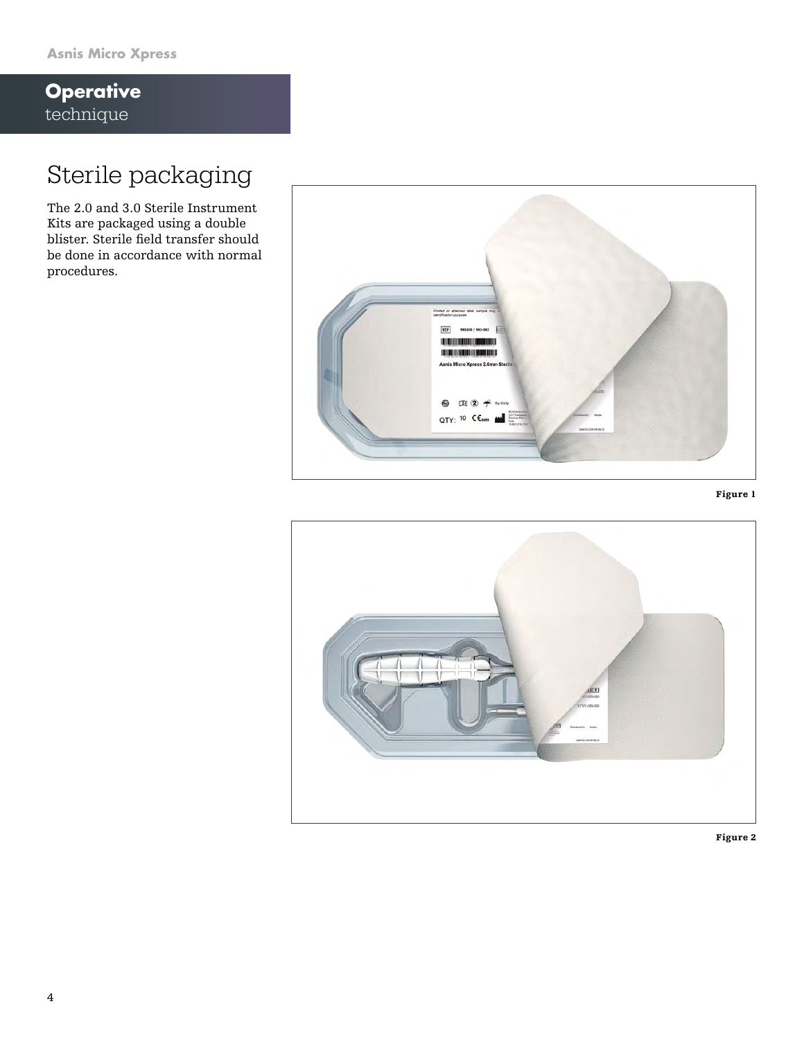## Operative technique

# Sterile packaging

The 2.0 and 3.0 Sterile Instrument Kits are packaged using a double blister. Sterile field transfer should be done in accordance with normal procedures.

Figure 1

Figure 2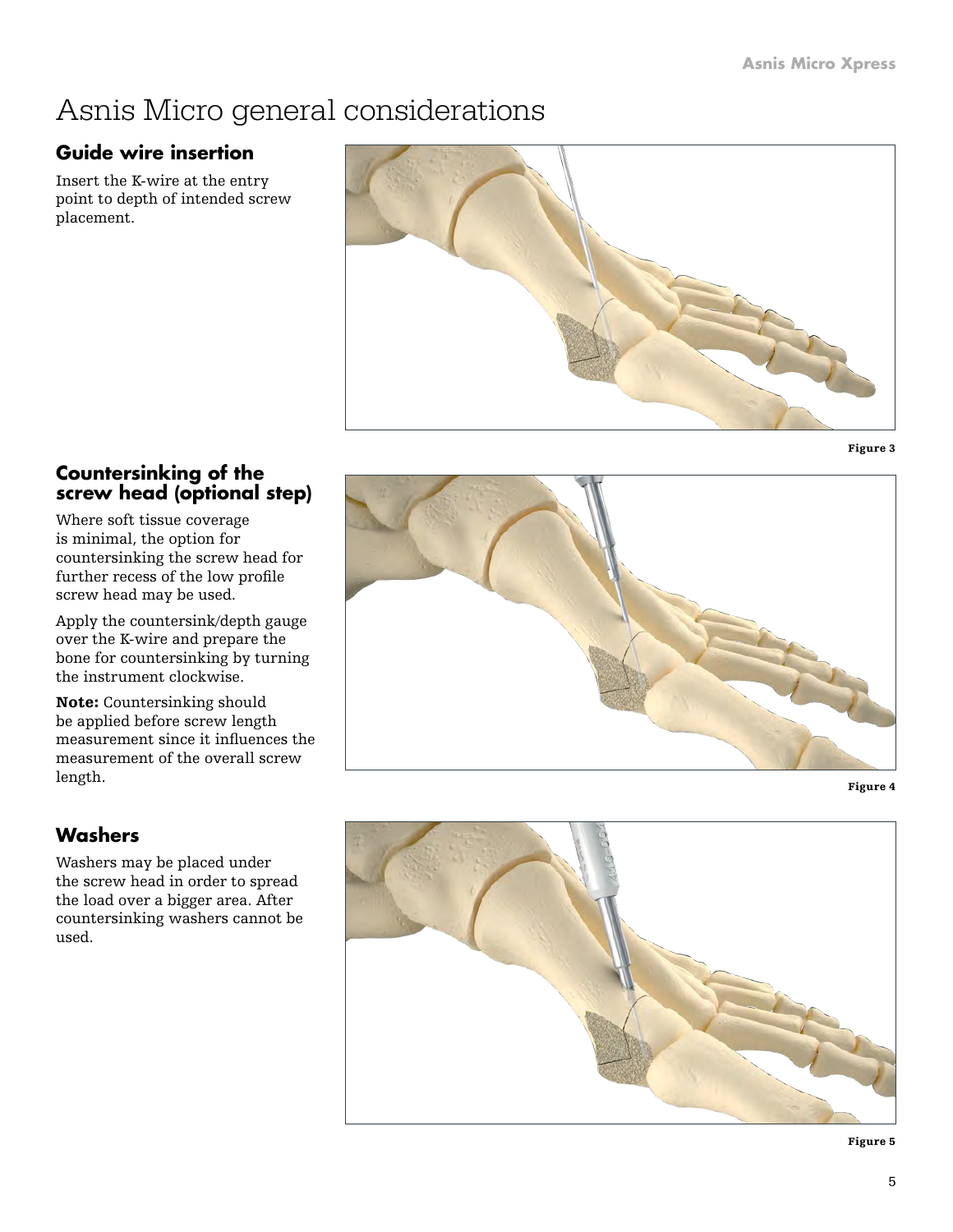# Asnis Micro general considerations

## Guide wire insertion

Insert the K-wire at the entry point to depth of intended screw placement.

Figure 3

## Countersinking of the screw head (optional step)

Where soft tissue coverage is minimal, the option for countersinking the screw head for further recess of the low profile screw head may be used.

Apply the countersink/depth gauge over the K-wire and prepare the bone for countersinking by turning the instrument clockwise.

**Note:** Countersinking should be applied before screw length measurement since it influences the measurement of the overall screw length.

Figure 4

## Washers

Washers may be placed under the screw head in order to spread the load over a bigger area. After countersinking washers cannot be used.

Figure 5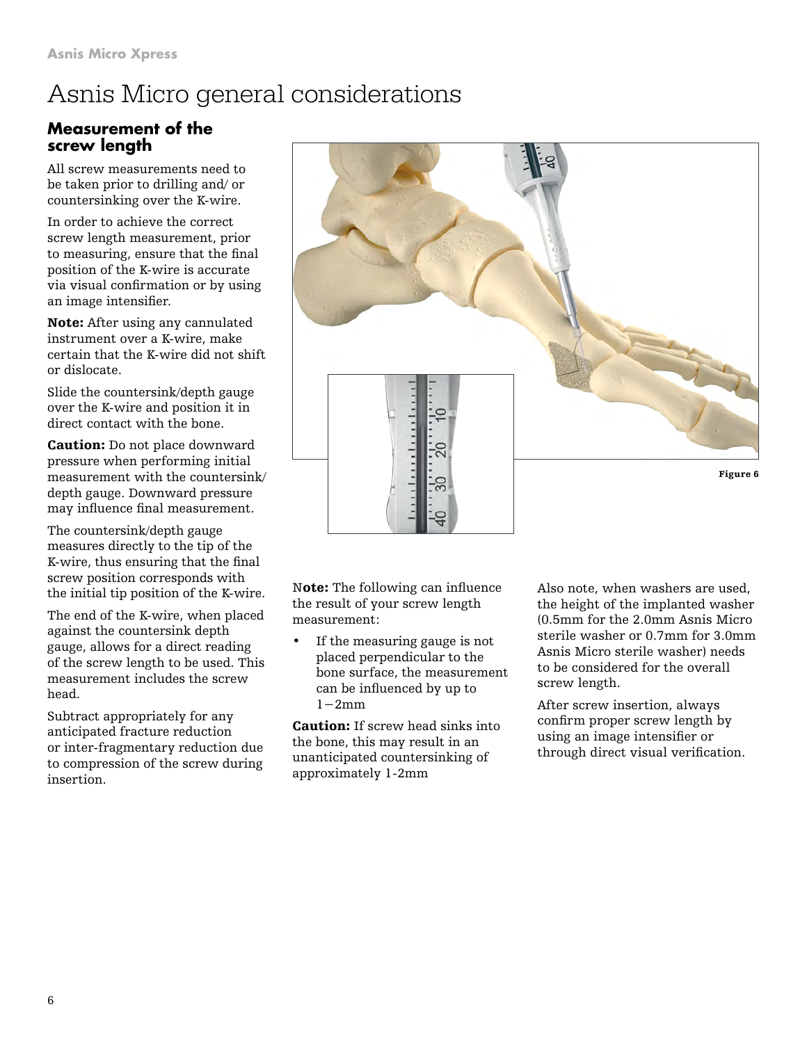# Asnis Micro general considerations

## Measurement of the screw length

All screw measurements need to be taken prior to drilling and/ or countersinking over the K-wire.

In order to achieve the correct screw length measurement, prior to measuring, ensure that the final position of the K-wire is accurate via visual confirmation or by using an image intensifier.

**Note:** After using any cannulated instrument over a K-wire, make certain that the K-wire did not shift or dislocate.

Slide the countersink/depth gauge over the K-wire and position it in direct contact with the bone.

**Caution:** Do not place downward pressure when performing initial measurement with the countersink/ depth gauge. Downward pressure may influence final measurement.

The countersink/depth gauge measures directly to the tip of the K-wire, thus ensuring that the final screw position corresponds with the initial tip position of the K-wire.

The end of the K-wire, when placed against the countersink depth gauge, allows for a direct reading of the screw length to be used. This measurement includes the screw head.

Subtract appropriately for any anticipated fracture reduction or inter-fragmentary reduction due to compression of the screw during insertion.

Figure 6

**Note:** The following can influence the result of your screw length measurement:

- If the measuring gauge is not placed perpendicular to the bone surface, the measurement can be influenced by up to 1−2mm

**Caution:** If screw head sinks into the bone, this may result in an unanticipated countersinking of approximately 1-2mm

Also note, when washers are used, the height of the implanted washer (0.5mm for the 2.0mm Asnis Micro sterile washer or 0.7mm for 3.0mm Asnis Micro sterile washer) needs to be considered for the overall screw length.

After screw insertion, always confirm proper screw length by using an image intensifier or through direct visual verification.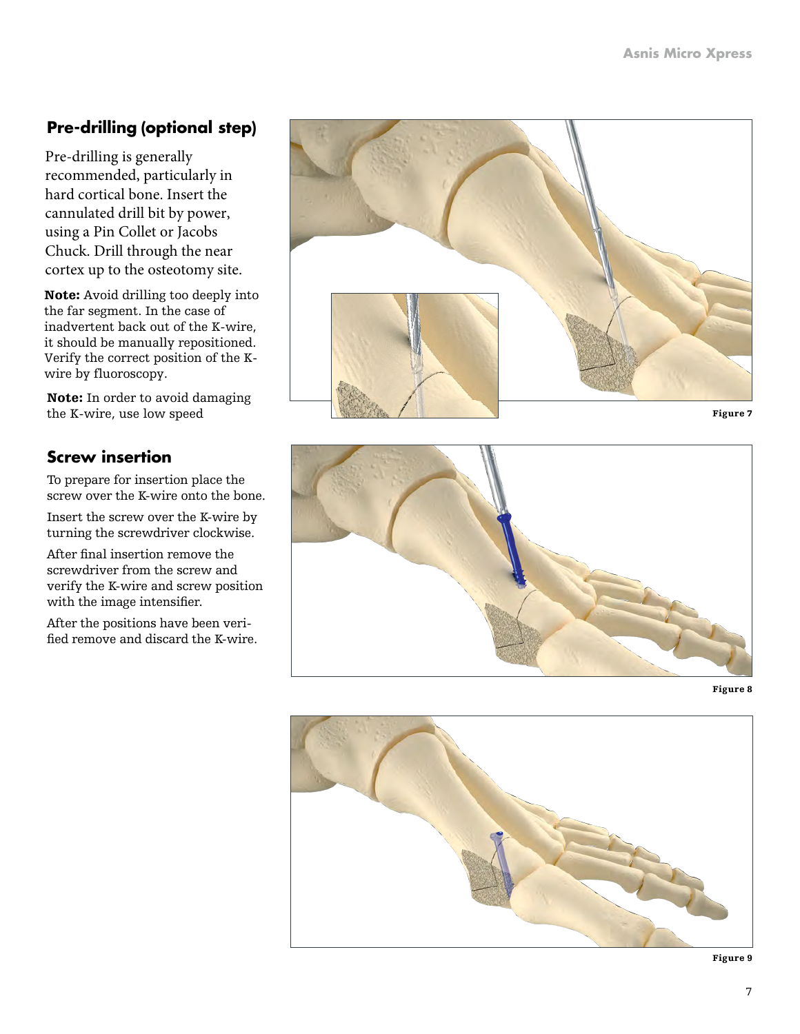## Pre-drilling (optional step)

Pre-drilling is generally recommended, particularly in hard cortical bone. Insert the cannulated drill bit by power, using a Pin Collet or Jacobs Chuck. Drill through the near cortex up to the osteotomy site.

**Note:** Avoid drilling too deeply into the far segment. In the case of inadvertent back out of the K-wire, it should be manually repositioned. Verify the correct position of the K-wire by fluoroscopy.

**Note:** In order to avoid damaging the K-wire, use low speed

Figure 7

## Screw insertion

To prepare for insertion place the screw over the K-wire onto the bone.

Insert the screw over the K-wire by turning the screwdriver clockwise.

After final insertion remove the screwdriver from the screw and verify the K-wire and screw position with the image intensifier.

After the positions have been verified remove and discard the K-wire.

Figure 8

Figure 9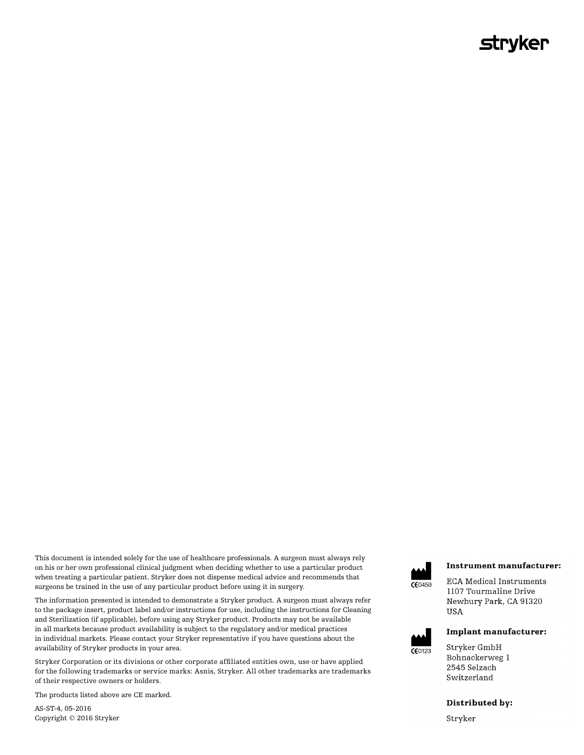This document is intended solely for the use of healthcare professionals. A surgeon must always rely on his or her own professional clinical judgment when deciding whether to use a particular product when treating a particular patient. Stryker does not dispense medical advice and recommends that surgeons be trained in the use of any particular product before using it in surgery.

The information presented is intended to demonstrate a Stryker product. A surgeon must always refer to the package insert, product label and/or instructions for use, including the instructions for Cleaning and Sterilization (if applicable), before using any Stryker product. Products may not be available in all markets because product availability is subject to the regulatory and/or medical practices in individual markets. Please contact your Stryker representative if you have questions about the availability of Stryker products in your area.

Stryker Corporation or its divisions or other corporate affiliated entities own, use or have applied for the following trademarks or service marks: Asnis, Stryker. All other trademarks are trademarks of their respective owners or holders.

The products listed above are CE marked.

AS-ST-4, 05-2016
Copyright © 2016 Stryker

CE0459

**Instrument manufacturer:**

ECA Medical Instruments
1107 Tourmaline Drive
Newbury Park, CA 91320
USA

CE0123

**Implant manufacturer:**

Stryker GmbH
Bohnackerweg 1
2545 Selzach
Switzerland

**Distributed by:**

Stryker